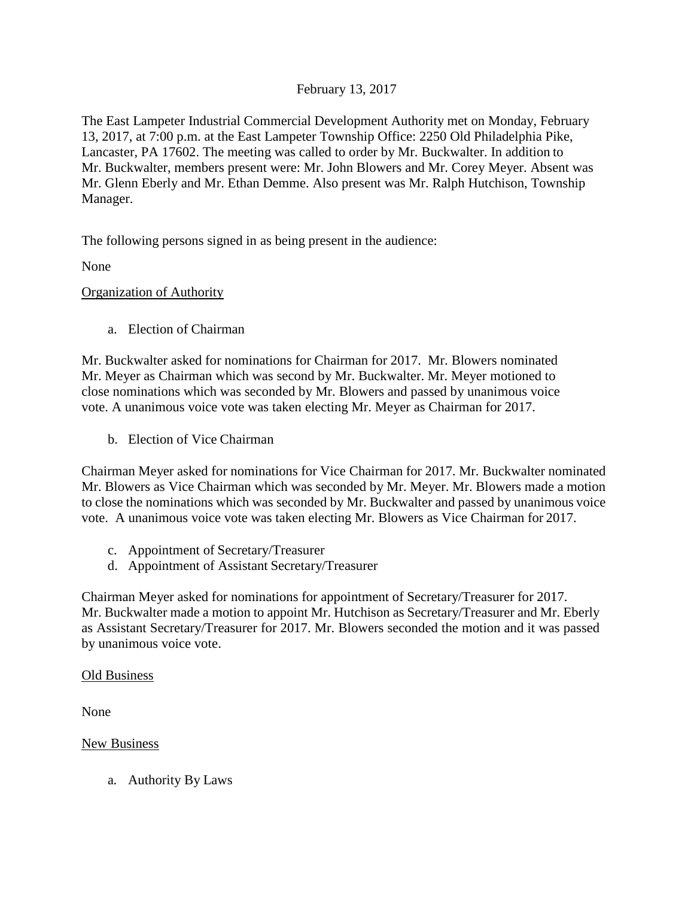February 13, 2017

The East Lampeter Industrial Commercial Development Authority met on Monday, February 13, 2017, at 7:00 p.m. at the East Lampeter Township Office: 2250 Old Philadelphia Pike, Lancaster, PA 17602. The meeting was called to order by Mr. Buckwalter. In addition to Mr. Buckwalter, members present were: Mr. John Blowers and Mr. Corey Meyer. Absent was Mr. Glenn Eberly and Mr. Ethan Demme. Also present was Mr. Ralph Hutchison, Township Manager.

The following persons signed in as being present in the audience:

None

Organization of Authority

a. Election of Chairman

Mr. Buckwalter asked for nominations for Chairman for 2017. Mr. Blowers nominated Mr. Meyer as Chairman which was second by Mr. Buckwalter. Mr. Meyer motioned to close nominations which was seconded by Mr. Blowers and passed by unanimous voice vote. A unanimous voice vote was taken electing Mr. Meyer as Chairman for 2017.

b. Election of Vice Chairman

Chairman Meyer asked for nominations for Vice Chairman for 2017. Mr. Buckwalter nominated Mr. Blowers as Vice Chairman which was seconded by Mr. Meyer. Mr. Blowers made a motion to close the nominations which was seconded by Mr. Buckwalter and passed by unanimous voice vote. A unanimous voice vote was taken electing Mr. Blowers as Vice Chairman for 2017.

c. Appointment of Secretary/Treasurer
d. Appointment of Assistant Secretary/Treasurer

Chairman Meyer asked for nominations for appointment of Secretary/Treasurer for 2017. Mr. Buckwalter made a motion to appoint Mr. Hutchison as Secretary/Treasurer and Mr. Eberly as Assistant Secretary/Treasurer for 2017. Mr. Blowers seconded the motion and it was passed by unanimous voice vote.

Old Business

None

New Business

a. Authority By Laws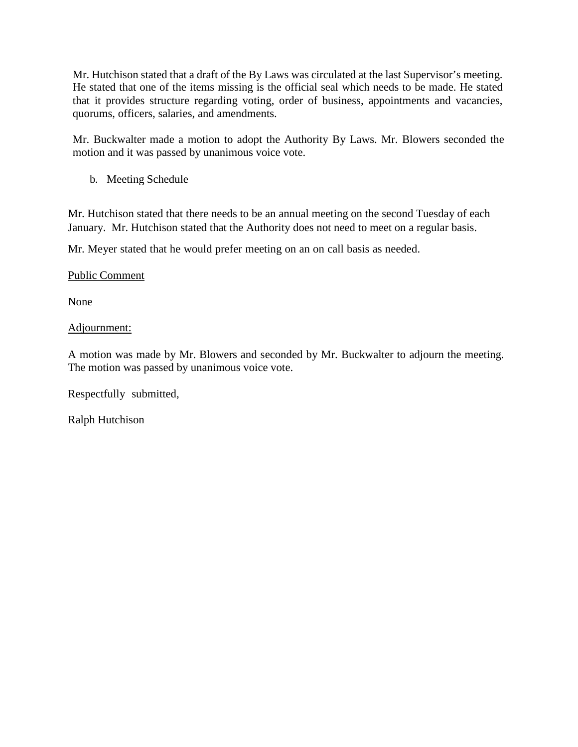Mr. Hutchison stated that a draft of the By Laws was circulated at the last Supervisor's meeting. He stated that one of the items missing is the official seal which needs to be made. He stated that it provides structure regarding voting, order of business, appointments and vacancies, quorums, officers, salaries, and amendments.

Mr. Buckwalter made a motion to adopt the Authority By Laws. Mr. Blowers seconded the motion and it was passed by unanimous voice vote.

b. Meeting Schedule

Mr. Hutchison stated that there needs to be an annual meeting on the second Tuesday of each January. Mr. Hutchison stated that the Authority does not need to meet on a regular basis.

Mr. Meyer stated that he would prefer meeting on an on call basis as needed.

<u>Public Comment</u>

None

<u>Adjournment:</u>

A motion was made by Mr. Blowers and seconded by Mr. Buckwalter to adjourn the meeting. The motion was passed by unanimous voice vote.

Respectfully submitted,

Ralph Hutchison